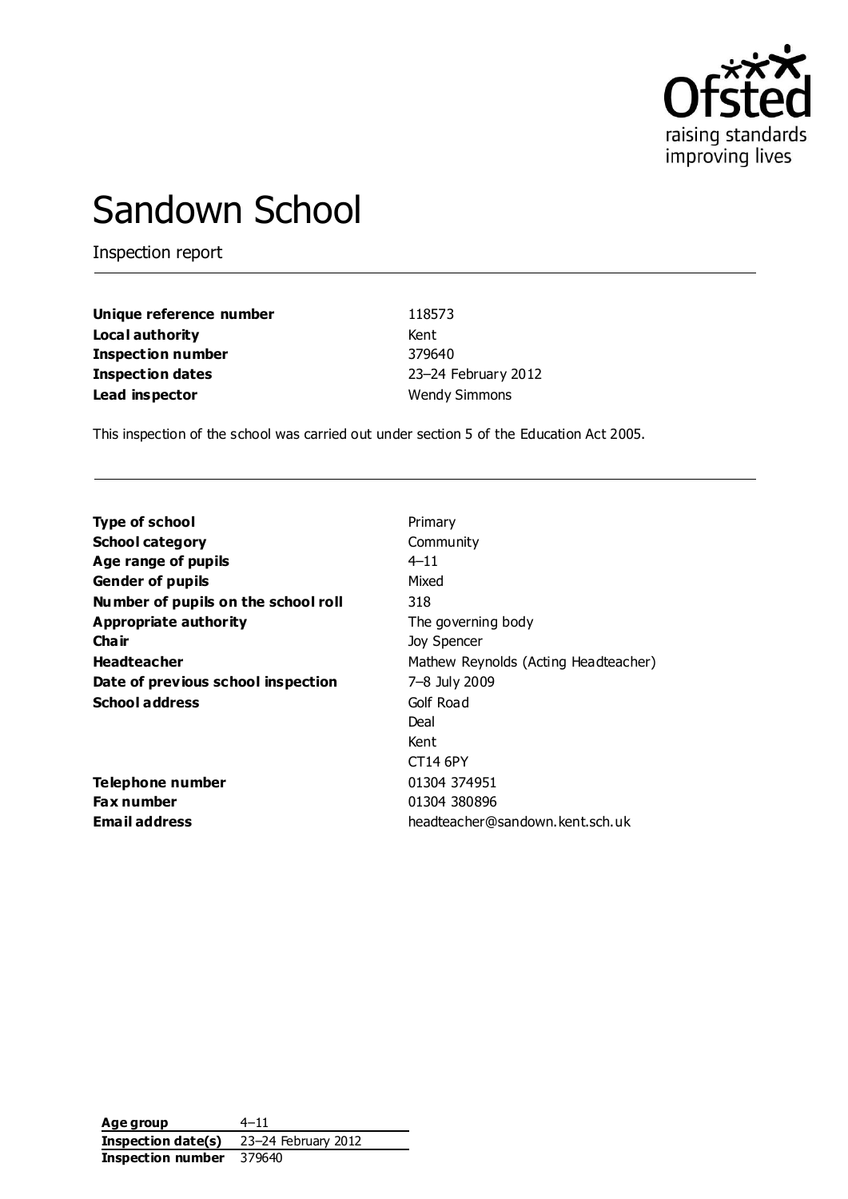# Sandown School

Inspection report

| | |
|---|---|
| **Unique reference number** | 118573 |
| **Local authority** | Kent |
| **Inspection number** | 379640 |
| **Inspection dates** | 23–24 February 2012 |
| **Lead inspector** | Wendy Simmons |

This inspection of the school was carried out under section 5 of the Education Act 2005.

| | |
|---|---|
| **Type of school** | Primary |
| **School category** | Community |
| **Age range of pupils** | 4–11 |
| **Gender of pupils** | Mixed |
| **Number of pupils on the school roll** | 318 |
| **Appropriate authority** | The governing body |
| **Chair** | Joy Spencer |
| **Headteacher** | Mathew Reynolds (Acting Headteacher) |
| **Date of previous school inspection** | 7–8 July 2009 |
| **School address** | Golf Road<br>Deal<br>Kent<br>CT14 6PY |
| **Telephone number** | 01304 374951 |
| **Fax number** | 01304 380896 |
| **Email address** | headteacher@sandown.kent.sch.uk |

| | |
|---|---|
| **Age group** | 4–11 |
| **Inspection date(s)** | 23–24 February 2012 |
| **Inspection number** | 379640 |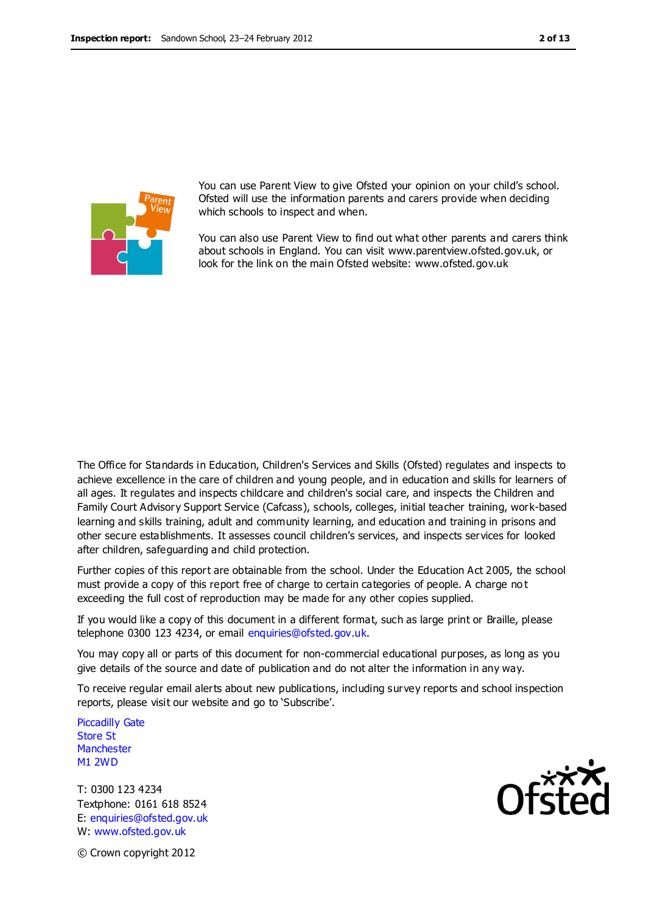You can use Parent View to give Ofsted your opinion on your child's school. Ofsted will use the information parents and carers provide when deciding which schools to inspect and when.

You can also use Parent View to find out what other parents and carers think about schools in England. You can visit www.parentview.ofsted.gov.uk, or look for the link on the main Ofsted website: www.ofsted.gov.uk

The Office for Standards in Education, Children's Services and Skills (Ofsted) regulates and inspects to achieve excellence in the care of children and young people, and in education and skills for learners of all ages. It regulates and inspects childcare and children's social care, and inspects the Children and Family Court Advisory Support Service (Cafcass), schools, colleges, initial teacher training, work-based learning and skills training, adult and community learning, and education and training in prisons and other secure establishments. It assesses council children's services, and inspects services for looked after children, safeguarding and child protection.

Further copies of this report are obtainable from the school. Under the Education Act 2005, the school must provide a copy of this report free of charge to certain categories of people. A charge not exceeding the full cost of reproduction may be made for any other copies supplied.

If you would like a copy of this document in a different format, such as large print or Braille, please telephone 0300 123 4234, or email enquiries@ofsted.gov.uk.

You may copy all or parts of this document for non-commercial educational purposes, as long as you give details of the source and date of publication and do not alter the information in any way.

To receive regular email alerts about new publications, including survey reports and school inspection reports, please visit our website and go to 'Subscribe'.

Piccadilly Gate
Store St
Manchester
M1 2WD

T: 0300 123 4234
Textphone: 0161 618 8524
E: enquiries@ofsted.gov.uk
W: www.ofsted.gov.uk

© Crown copyright 2012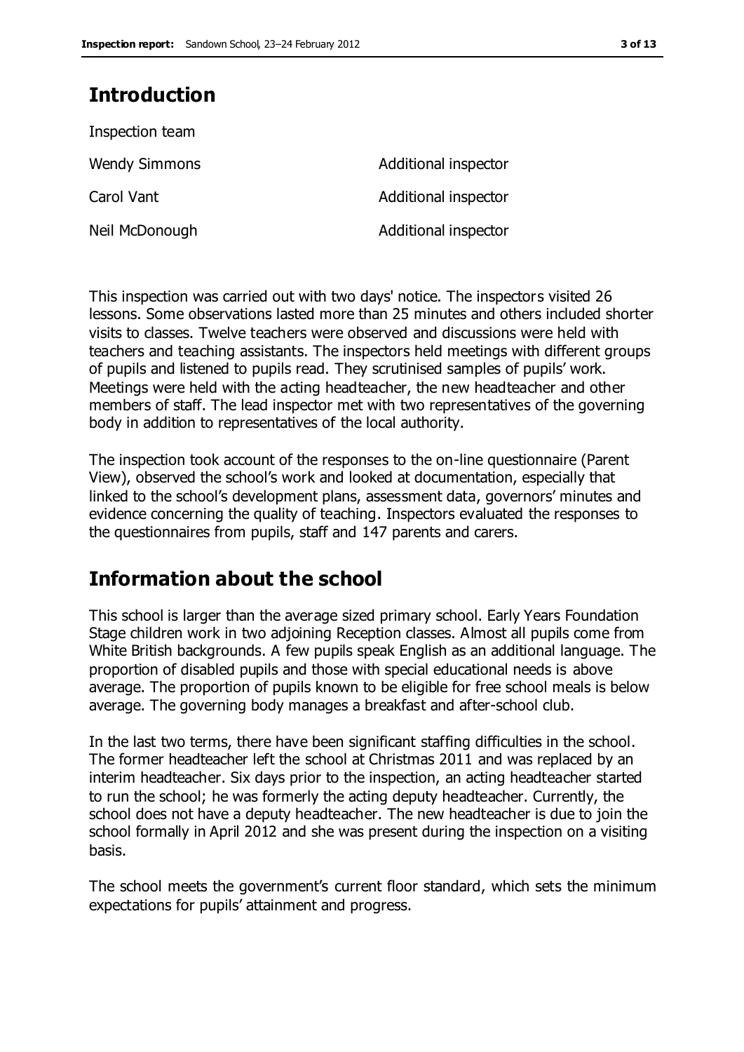## Introduction

Inspection team

| | |
|---|---|
| Wendy Simmons | Additional inspector |
| Carol Vant | Additional inspector |
| Neil McDonough | Additional inspector |

This inspection was carried out with two days' notice. The inspectors visited 26 lessons. Some observations lasted more than 25 minutes and others included shorter visits to classes. Twelve teachers were observed and discussions were held with teachers and teaching assistants. The inspectors held meetings with different groups of pupils and listened to pupils read. They scrutinised samples of pupils' work. Meetings were held with the acting headteacher, the new headteacher and other members of staff. The lead inspector met with two representatives of the governing body in addition to representatives of the local authority.

The inspection took account of the responses to the on-line questionnaire (Parent View), observed the school's work and looked at documentation, especially that linked to the school's development plans, assessment data, governors' minutes and evidence concerning the quality of teaching. Inspectors evaluated the responses to the questionnaires from pupils, staff and 147 parents and carers.

## Information about the school

This school is larger than the average sized primary school. Early Years Foundation Stage children work in two adjoining Reception classes. Almost all pupils come from White British backgrounds. A few pupils speak English as an additional language. The proportion of disabled pupils and those with special educational needs is above average. The proportion of pupils known to be eligible for free school meals is below average. The governing body manages a breakfast and after-school club.

In the last two terms, there have been significant staffing difficulties in the school. The former headteacher left the school at Christmas 2011 and was replaced by an interim headteacher. Six days prior to the inspection, an acting headteacher started to run the school; he was formerly the acting deputy headteacher. Currently, the school does not have a deputy headteacher. The new headteacher is due to join the school formally in April 2012 and she was present during the inspection on a visiting basis.

The school meets the government's current floor standard, which sets the minimum expectations for pupils' attainment and progress.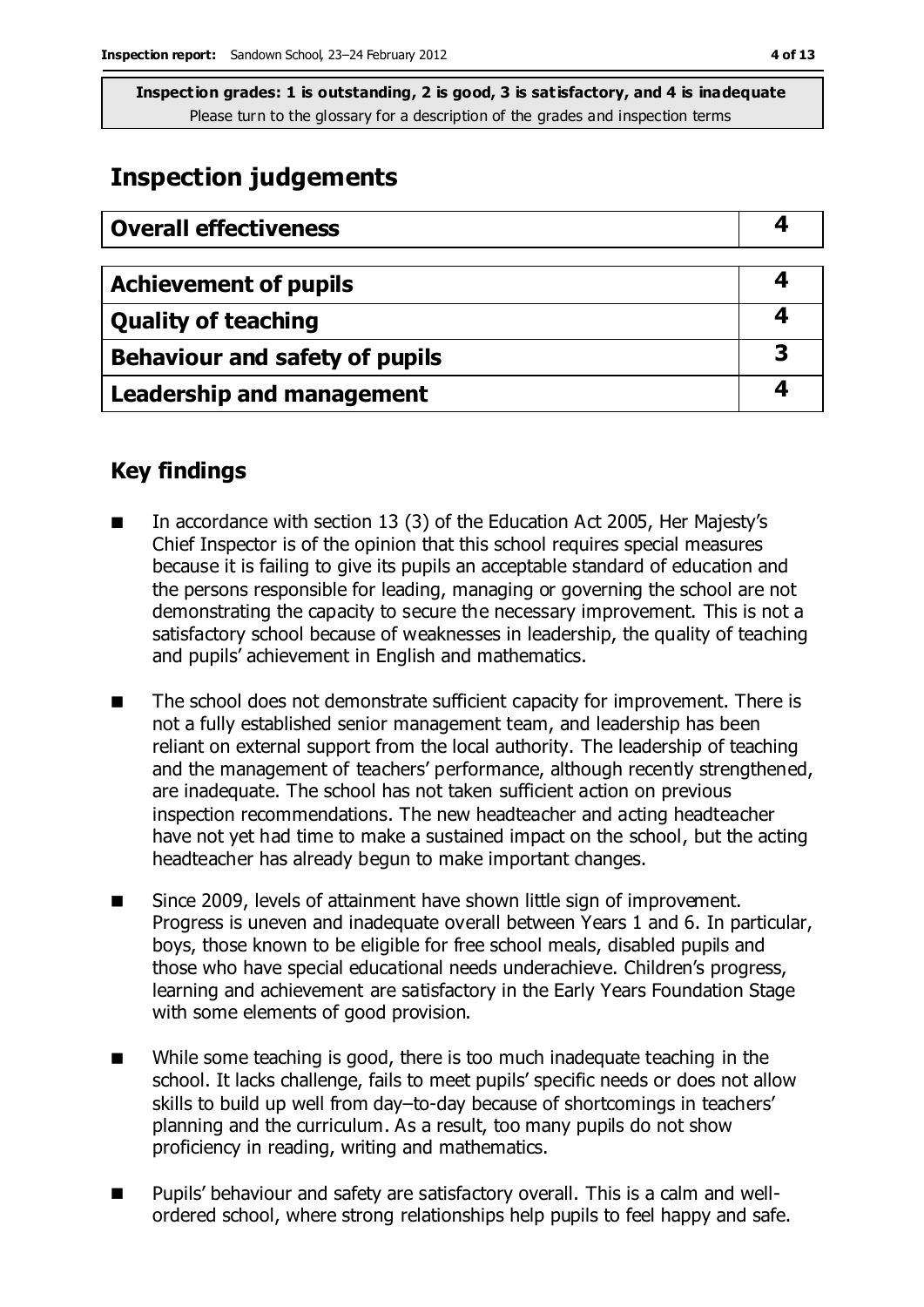**Inspection grades: 1 is outstanding, 2 is good, 3 is satisfactory, and 4 is inadequate**
Please turn to the glossary for a description of the grades and inspection terms

## Inspection judgements

| Overall effectiveness | 4 |
|---|---|
| **Achievement of pupils** | **4** |
| **Quality of teaching** | **4** |
| **Behaviour and safety of pupils** | **3** |
| **Leadership and management** | **4** |

## Key findings

- In accordance with section 13 (3) of the Education Act 2005, Her Majesty's Chief Inspector is of the opinion that this school requires special measures because it is failing to give its pupils an acceptable standard of education and the persons responsible for leading, managing or governing the school are not demonstrating the capacity to secure the necessary improvement. This is not a satisfactory school because of weaknesses in leadership, the quality of teaching and pupils' achievement in English and mathematics.
- The school does not demonstrate sufficient capacity for improvement. There is not a fully established senior management team, and leadership has been reliant on external support from the local authority. The leadership of teaching and the management of teachers' performance, although recently strengthened, are inadequate. The school has not taken sufficient action on previous inspection recommendations. The new headteacher and acting headteacher have not yet had time to make a sustained impact on the school, but the acting headteacher has already begun to make important changes.
- Since 2009, levels of attainment have shown little sign of improvement. Progress is uneven and inadequate overall between Years 1 and 6. In particular, boys, those known to be eligible for free school meals, disabled pupils and those who have special educational needs underachieve. Children's progress, learning and achievement are satisfactory in the Early Years Foundation Stage with some elements of good provision.
- While some teaching is good, there is too much inadequate teaching in the school. It lacks challenge, fails to meet pupils' specific needs or does not allow skills to build up well from day–to-day because of shortcomings in teachers' planning and the curriculum. As a result, too many pupils do not show proficiency in reading, writing and mathematics.
- Pupils' behaviour and safety are satisfactory overall. This is a calm and well-ordered school, where strong relationships help pupils to feel happy and safe.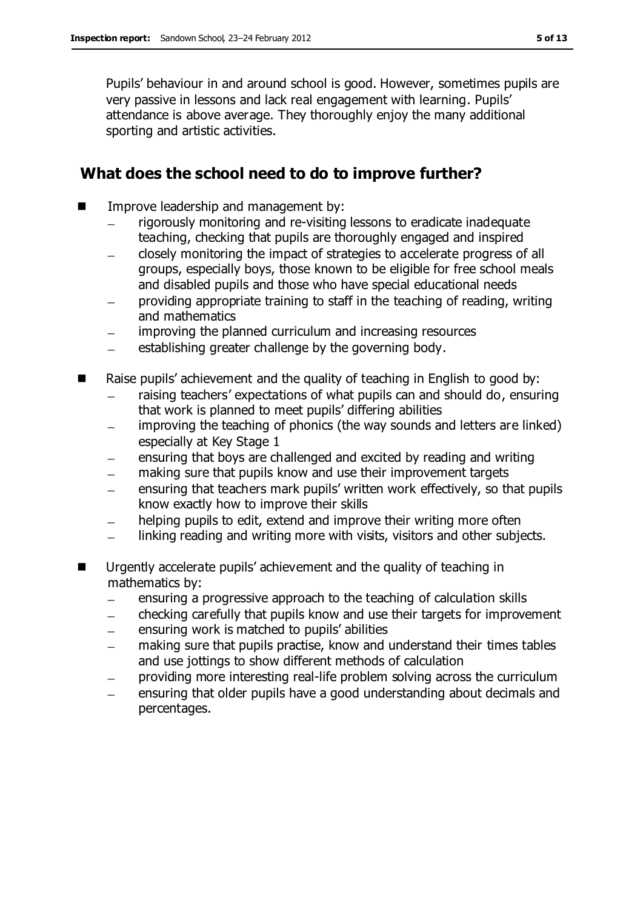Pupils' behaviour in and around school is good. However, sometimes pupils are very passive in lessons and lack real engagement with learning. Pupils' attendance is above average. They thoroughly enjoy the many additional sporting and artistic activities.

## What does the school need to do to improve further?

- Improve leadership and management by:
  - rigorously monitoring and re-visiting lessons to eradicate inadequate teaching, checking that pupils are thoroughly engaged and inspired
  - closely monitoring the impact of strategies to accelerate progress of all groups, especially boys, those known to be eligible for free school meals and disabled pupils and those who have special educational needs
  - providing appropriate training to staff in the teaching of reading, writing and mathematics
  - improving the planned curriculum and increasing resources
  - establishing greater challenge by the governing body.
- Raise pupils' achievement and the quality of teaching in English to good by:
  - raising teachers' expectations of what pupils can and should do, ensuring that work is planned to meet pupils' differing abilities
  - improving the teaching of phonics (the way sounds and letters are linked) especially at Key Stage 1
  - ensuring that boys are challenged and excited by reading and writing
  - making sure that pupils know and use their improvement targets
  - ensuring that teachers mark pupils' written work effectively, so that pupils know exactly how to improve their skills
  - helping pupils to edit, extend and improve their writing more often
  - linking reading and writing more with visits, visitors and other subjects.
- Urgently accelerate pupils' achievement and the quality of teaching in mathematics by:
  - ensuring a progressive approach to the teaching of calculation skills
  - checking carefully that pupils know and use their targets for improvement
  - ensuring work is matched to pupils' abilities
  - making sure that pupils practise, know and understand their times tables and use jottings to show different methods of calculation
  - providing more interesting real-life problem solving across the curriculum
  - ensuring that older pupils have a good understanding about decimals and percentages.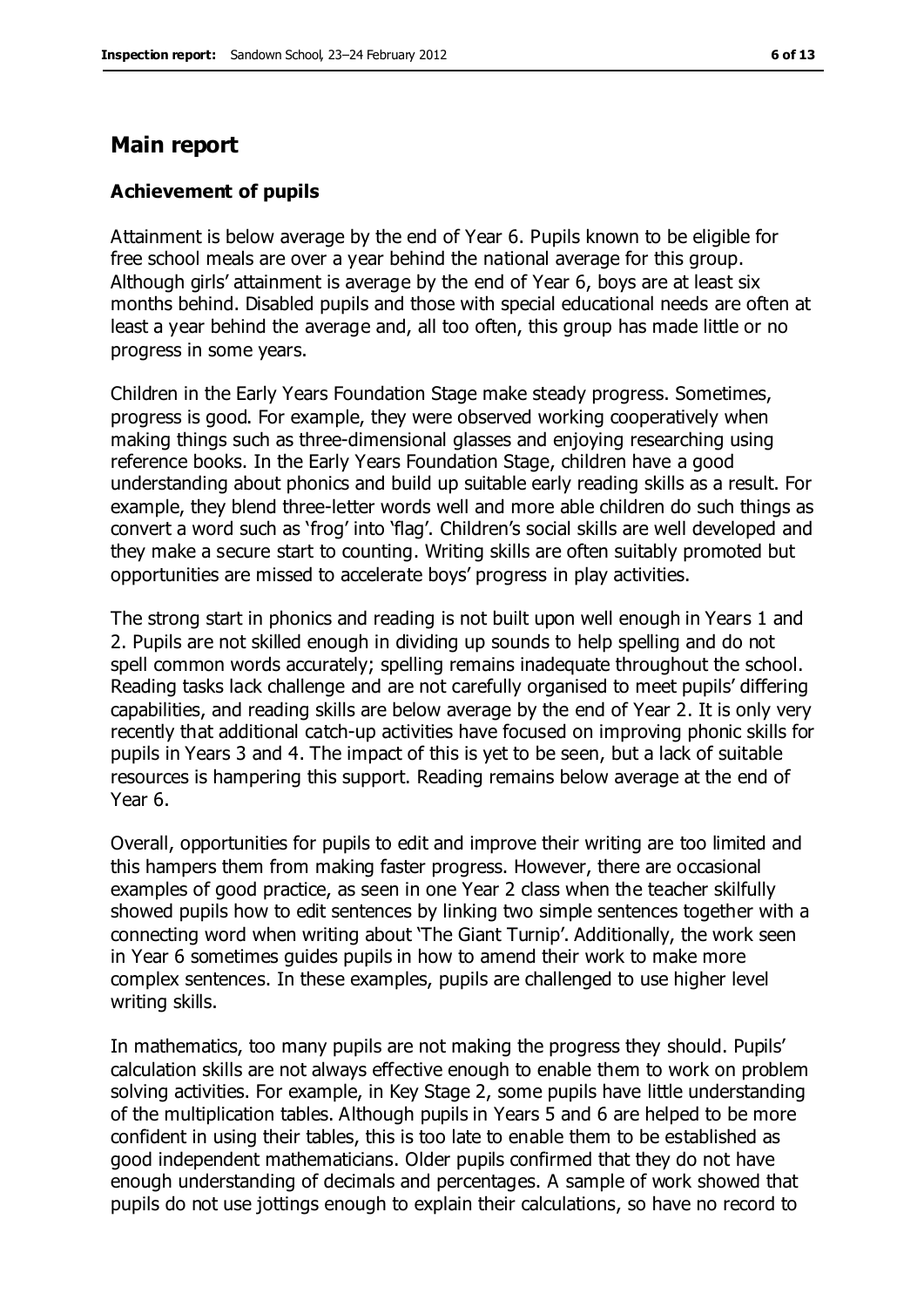## Main report

### Achievement of pupils

Attainment is below average by the end of Year 6. Pupils known to be eligible for free school meals are over a year behind the national average for this group. Although girls' attainment is average by the end of Year 6, boys are at least six months behind. Disabled pupils and those with special educational needs are often at least a year behind the average and, all too often, this group has made little or no progress in some years.

Children in the Early Years Foundation Stage make steady progress. Sometimes, progress is good. For example, they were observed working cooperatively when making things such as three-dimensional glasses and enjoying researching using reference books. In the Early Years Foundation Stage, children have a good understanding about phonics and build up suitable early reading skills as a result. For example, they blend three-letter words well and more able children do such things as convert a word such as 'frog' into 'flag'. Children's social skills are well developed and they make a secure start to counting. Writing skills are often suitably promoted but opportunities are missed to accelerate boys' progress in play activities.

The strong start in phonics and reading is not built upon well enough in Years 1 and 2. Pupils are not skilled enough in dividing up sounds to help spelling and do not spell common words accurately; spelling remains inadequate throughout the school. Reading tasks lack challenge and are not carefully organised to meet pupils' differing capabilities, and reading skills are below average by the end of Year 2. It is only very recently that additional catch-up activities have focused on improving phonic skills for pupils in Years 3 and 4. The impact of this is yet to be seen, but a lack of suitable resources is hampering this support. Reading remains below average at the end of Year 6.

Overall, opportunities for pupils to edit and improve their writing are too limited and this hampers them from making faster progress. However, there are occasional examples of good practice, as seen in one Year 2 class when the teacher skilfully showed pupils how to edit sentences by linking two simple sentences together with a connecting word when writing about 'The Giant Turnip'. Additionally, the work seen in Year 6 sometimes guides pupils in how to amend their work to make more complex sentences. In these examples, pupils are challenged to use higher level writing skills.

In mathematics, too many pupils are not making the progress they should. Pupils' calculation skills are not always effective enough to enable them to work on problem solving activities. For example, in Key Stage 2, some pupils have little understanding of the multiplication tables. Although pupils in Years 5 and 6 are helped to be more confident in using their tables, this is too late to enable them to be established as good independent mathematicians. Older pupils confirmed that they do not have enough understanding of decimals and percentages. A sample of work showed that pupils do not use jottings enough to explain their calculations, so have no record to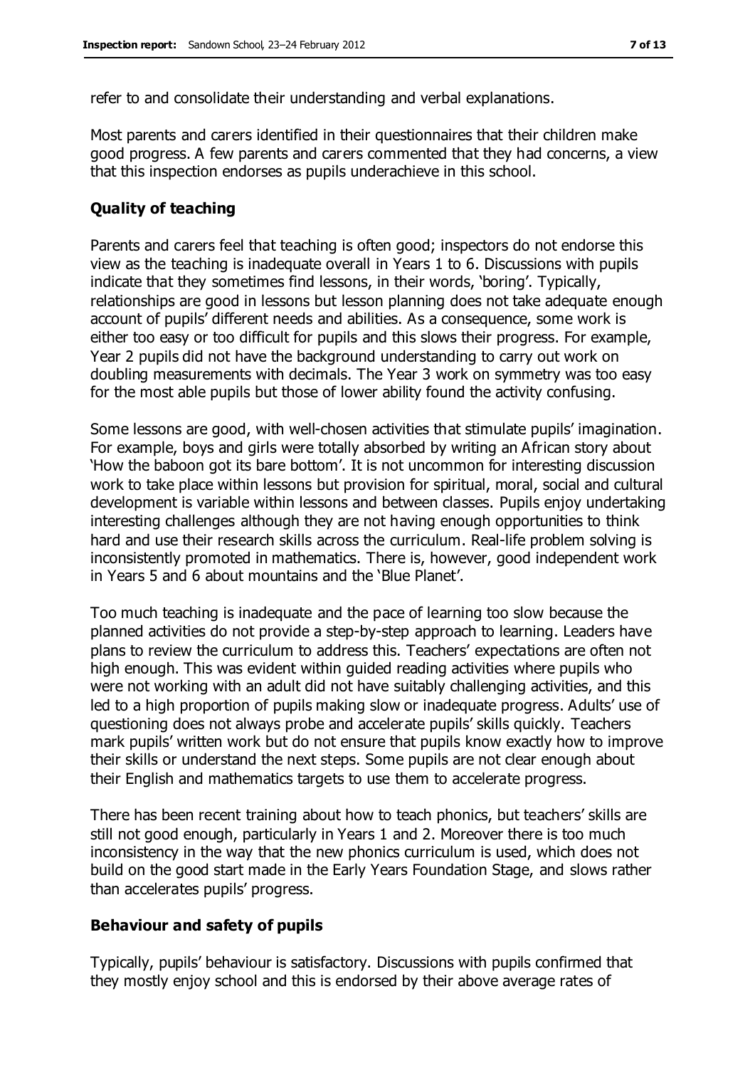refer to and consolidate their understanding and verbal explanations.

Most parents and carers identified in their questionnaires that their children make good progress. A few parents and carers commented that they had concerns, a view that this inspection endorses as pupils underachieve in this school.

### Quality of teaching

Parents and carers feel that teaching is often good; inspectors do not endorse this view as the teaching is inadequate overall in Years 1 to 6. Discussions with pupils indicate that they sometimes find lessons, in their words, 'boring'. Typically, relationships are good in lessons but lesson planning does not take adequate enough account of pupils' different needs and abilities. As a consequence, some work is either too easy or too difficult for pupils and this slows their progress. For example, Year 2 pupils did not have the background understanding to carry out work on doubling measurements with decimals. The Year 3 work on symmetry was too easy for the most able pupils but those of lower ability found the activity confusing.

Some lessons are good, with well-chosen activities that stimulate pupils' imagination. For example, boys and girls were totally absorbed by writing an African story about 'How the baboon got its bare bottom'. It is not uncommon for interesting discussion work to take place within lessons but provision for spiritual, moral, social and cultural development is variable within lessons and between classes. Pupils enjoy undertaking interesting challenges although they are not having enough opportunities to think hard and use their research skills across the curriculum. Real-life problem solving is inconsistently promoted in mathematics. There is, however, good independent work in Years 5 and 6 about mountains and the 'Blue Planet'.

Too much teaching is inadequate and the pace of learning too slow because the planned activities do not provide a step-by-step approach to learning. Leaders have plans to review the curriculum to address this. Teachers' expectations are often not high enough. This was evident within guided reading activities where pupils who were not working with an adult did not have suitably challenging activities, and this led to a high proportion of pupils making slow or inadequate progress. Adults' use of questioning does not always probe and accelerate pupils' skills quickly. Teachers mark pupils' written work but do not ensure that pupils know exactly how to improve their skills or understand the next steps. Some pupils are not clear enough about their English and mathematics targets to use them to accelerate progress.

There has been recent training about how to teach phonics, but teachers' skills are still not good enough, particularly in Years 1 and 2. Moreover there is too much inconsistency in the way that the new phonics curriculum is used, which does not build on the good start made in the Early Years Foundation Stage, and slows rather than accelerates pupils' progress.

### Behaviour and safety of pupils

Typically, pupils' behaviour is satisfactory. Discussions with pupils confirmed that they mostly enjoy school and this is endorsed by their above average rates of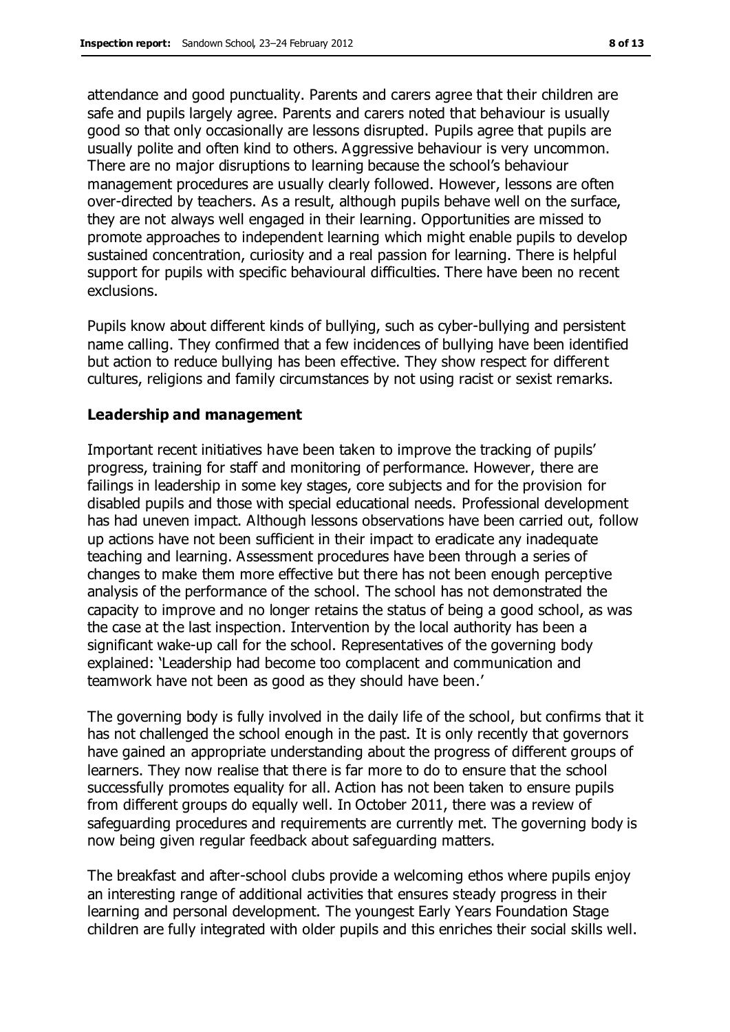attendance and good punctuality. Parents and carers agree that their children are safe and pupils largely agree. Parents and carers noted that behaviour is usually good so that only occasionally are lessons disrupted. Pupils agree that pupils are usually polite and often kind to others. Aggressive behaviour is very uncommon. There are no major disruptions to learning because the school's behaviour management procedures are usually clearly followed. However, lessons are often over-directed by teachers. As a result, although pupils behave well on the surface, they are not always well engaged in their learning. Opportunities are missed to promote approaches to independent learning which might enable pupils to develop sustained concentration, curiosity and a real passion for learning. There is helpful support for pupils with specific behavioural difficulties. There have been no recent exclusions.

Pupils know about different kinds of bullying, such as cyber-bullying and persistent name calling. They confirmed that a few incidences of bullying have been identified but action to reduce bullying has been effective. They show respect for different cultures, religions and family circumstances by not using racist or sexist remarks.

### Leadership and management

Important recent initiatives have been taken to improve the tracking of pupils' progress, training for staff and monitoring of performance. However, there are failings in leadership in some key stages, core subjects and for the provision for disabled pupils and those with special educational needs. Professional development has had uneven impact. Although lessons observations have been carried out, follow up actions have not been sufficient in their impact to eradicate any inadequate teaching and learning. Assessment procedures have been through a series of changes to make them more effective but there has not been enough perceptive analysis of the performance of the school. The school has not demonstrated the capacity to improve and no longer retains the status of being a good school, as was the case at the last inspection. Intervention by the local authority has been a significant wake-up call for the school. Representatives of the governing body explained: 'Leadership had become too complacent and communication and teamwork have not been as good as they should have been.'

The governing body is fully involved in the daily life of the school, but confirms that it has not challenged the school enough in the past. It is only recently that governors have gained an appropriate understanding about the progress of different groups of learners. They now realise that there is far more to do to ensure that the school successfully promotes equality for all. Action has not been taken to ensure pupils from different groups do equally well. In October 2011, there was a review of safeguarding procedures and requirements are currently met. The governing body is now being given regular feedback about safeguarding matters.

The breakfast and after-school clubs provide a welcoming ethos where pupils enjoy an interesting range of additional activities that ensures steady progress in their learning and personal development. The youngest Early Years Foundation Stage children are fully integrated with older pupils and this enriches their social skills well.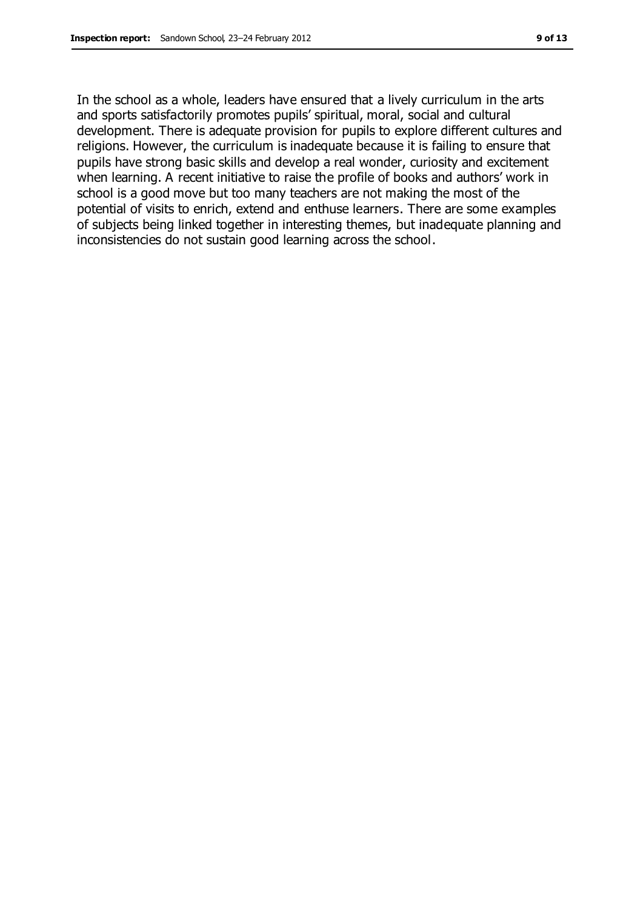In the school as a whole, leaders have ensured that a lively curriculum in the arts and sports satisfactorily promotes pupils' spiritual, moral, social and cultural development. There is adequate provision for pupils to explore different cultures and religions. However, the curriculum is inadequate because it is failing to ensure that pupils have strong basic skills and develop a real wonder, curiosity and excitement when learning. A recent initiative to raise the profile of books and authors' work in school is a good move but too many teachers are not making the most of the potential of visits to enrich, extend and enthuse learners. There are some examples of subjects being linked together in interesting themes, but inadequate planning and inconsistencies do not sustain good learning across the school.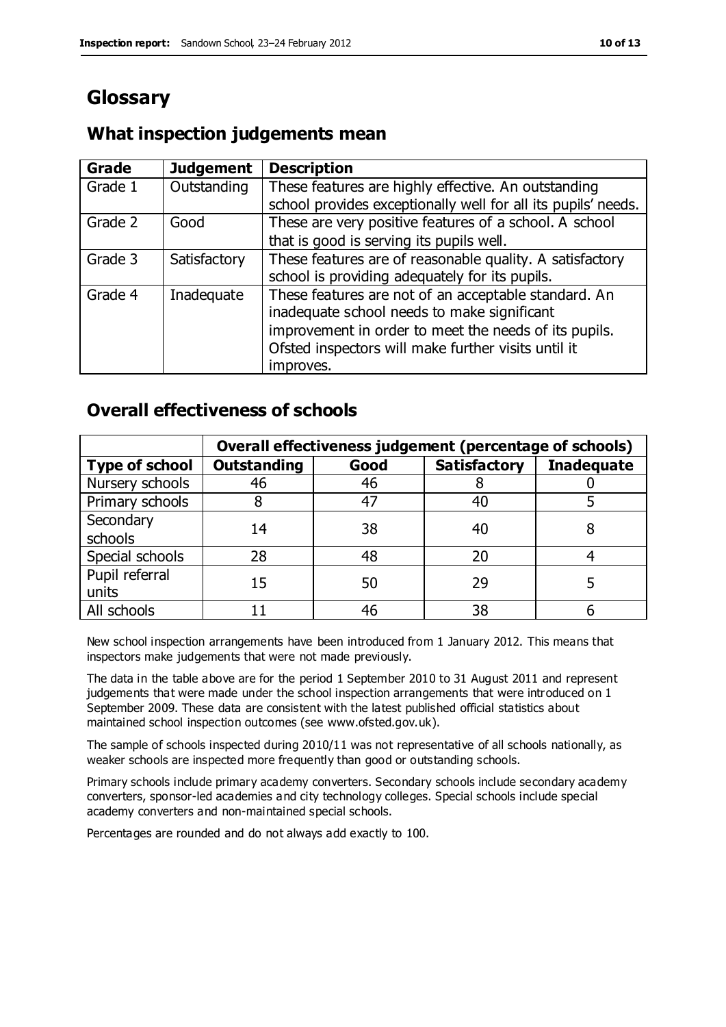# Glossary

## What inspection judgements mean

| Grade | Judgement | Description |
|---|---|---|
| Grade 1 | Outstanding | These features are highly effective. An outstanding school provides exceptionally well for all its pupils' needs. |
| Grade 2 | Good | These are very positive features of a school. A school that is good is serving its pupils well. |
| Grade 3 | Satisfactory | These features are of reasonable quality. A satisfactory school is providing adequately for its pupils. |
| Grade 4 | Inadequate | These features are not of an acceptable standard. An inadequate school needs to make significant improvement in order to meet the needs of its pupils. Ofsted inspectors will make further visits until it improves. |

## Overall effectiveness of schools

| | Overall effectiveness judgement (percentage of schools) | | | |
|---|---|---|---|---|
| **Type of school** | **Outstanding** | **Good** | **Satisfactory** | **Inadequate** |
| Nursery schools | 46 | 46 | 8 | 0 |
| Primary schools | 8 | 47 | 40 | 5 |
| Secondary schools | 14 | 38 | 40 | 8 |
| Special schools | 28 | 48 | 20 | 4 |
| Pupil referral units | 15 | 50 | 29 | 5 |
| All schools | 11 | 46 | 38 | 6 |

New school inspection arrangements have been introduced from 1 January 2012. This means that inspectors make judgements that were not made previously.

The data in the table above are for the period 1 September 2010 to 31 August 2011 and represent judgements that were made under the school inspection arrangements that were introduced on 1 September 2009. These data are consistent with the latest published official statistics about maintained school inspection outcomes (see www.ofsted.gov.uk).

The sample of schools inspected during 2010/11 was not representative of all schools nationally, as weaker schools are inspected more frequently than good or outstanding schools.

Primary schools include primary academy converters. Secondary schools include secondary academy converters, sponsor-led academies and city technology colleges. Special schools include special academy converters and non-maintained special schools.

Percentages are rounded and do not always add exactly to 100.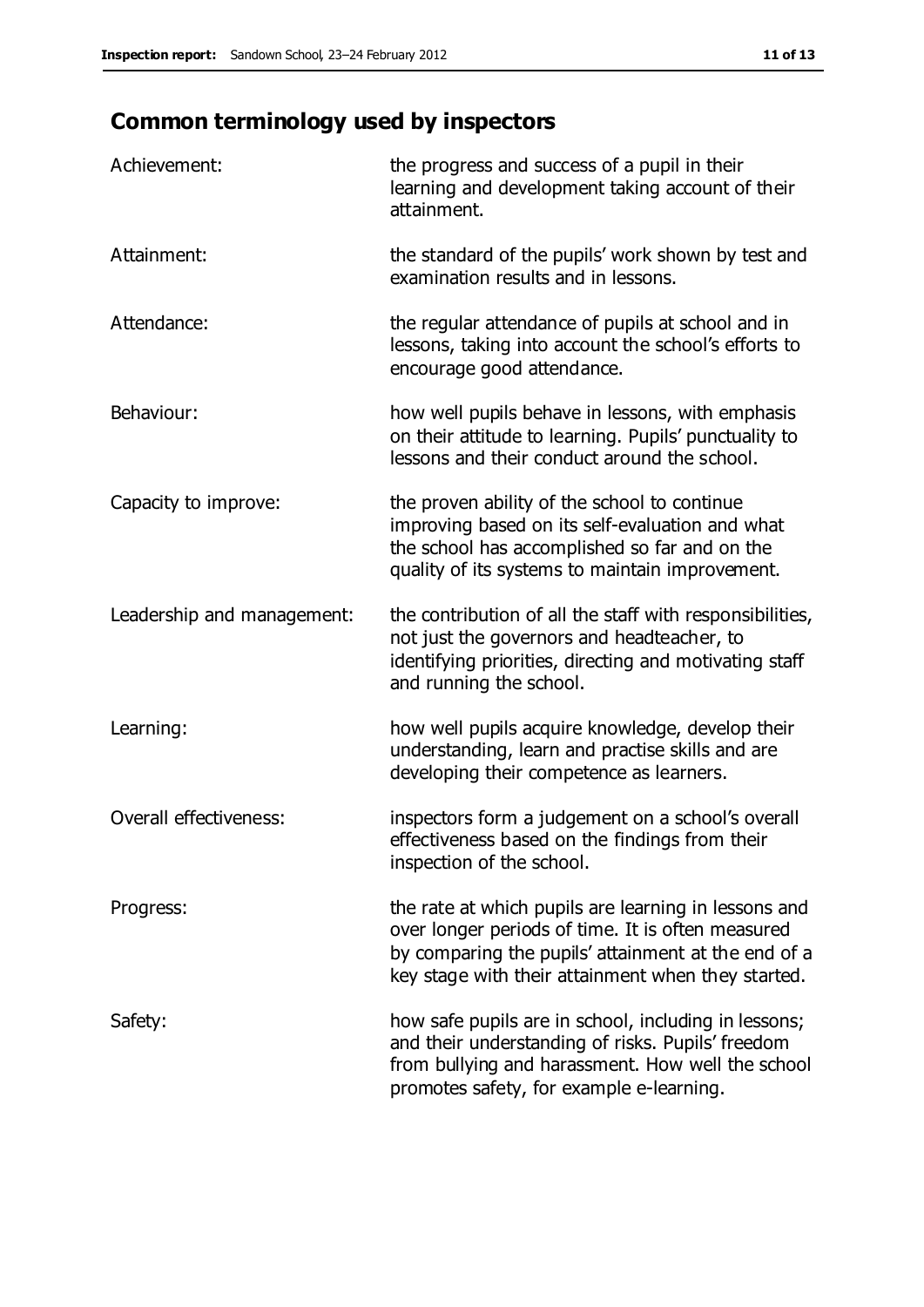## Common terminology used by inspectors

| | |
|---|---|
| Achievement: | the progress and success of a pupil in their learning and development taking account of their attainment. |
| Attainment: | the standard of the pupils' work shown by test and examination results and in lessons. |
| Attendance: | the regular attendance of pupils at school and in lessons, taking into account the school's efforts to encourage good attendance. |
| Behaviour: | how well pupils behave in lessons, with emphasis on their attitude to learning. Pupils' punctuality to lessons and their conduct around the school. |
| Capacity to improve: | the proven ability of the school to continue improving based on its self-evaluation and what the school has accomplished so far and on the quality of its systems to maintain improvement. |
| Leadership and management: | the contribution of all the staff with responsibilities, not just the governors and headteacher, to identifying priorities, directing and motivating staff and running the school. |
| Learning: | how well pupils acquire knowledge, develop their understanding, learn and practise skills and are developing their competence as learners. |
| Overall effectiveness: | inspectors form a judgement on a school's overall effectiveness based on the findings from their inspection of the school. |
| Progress: | the rate at which pupils are learning in lessons and over longer periods of time. It is often measured by comparing the pupils' attainment at the end of a key stage with their attainment when they started. |
| Safety: | how safe pupils are in school, including in lessons; and their understanding of risks. Pupils' freedom from bullying and harassment. How well the school promotes safety, for example e-learning. |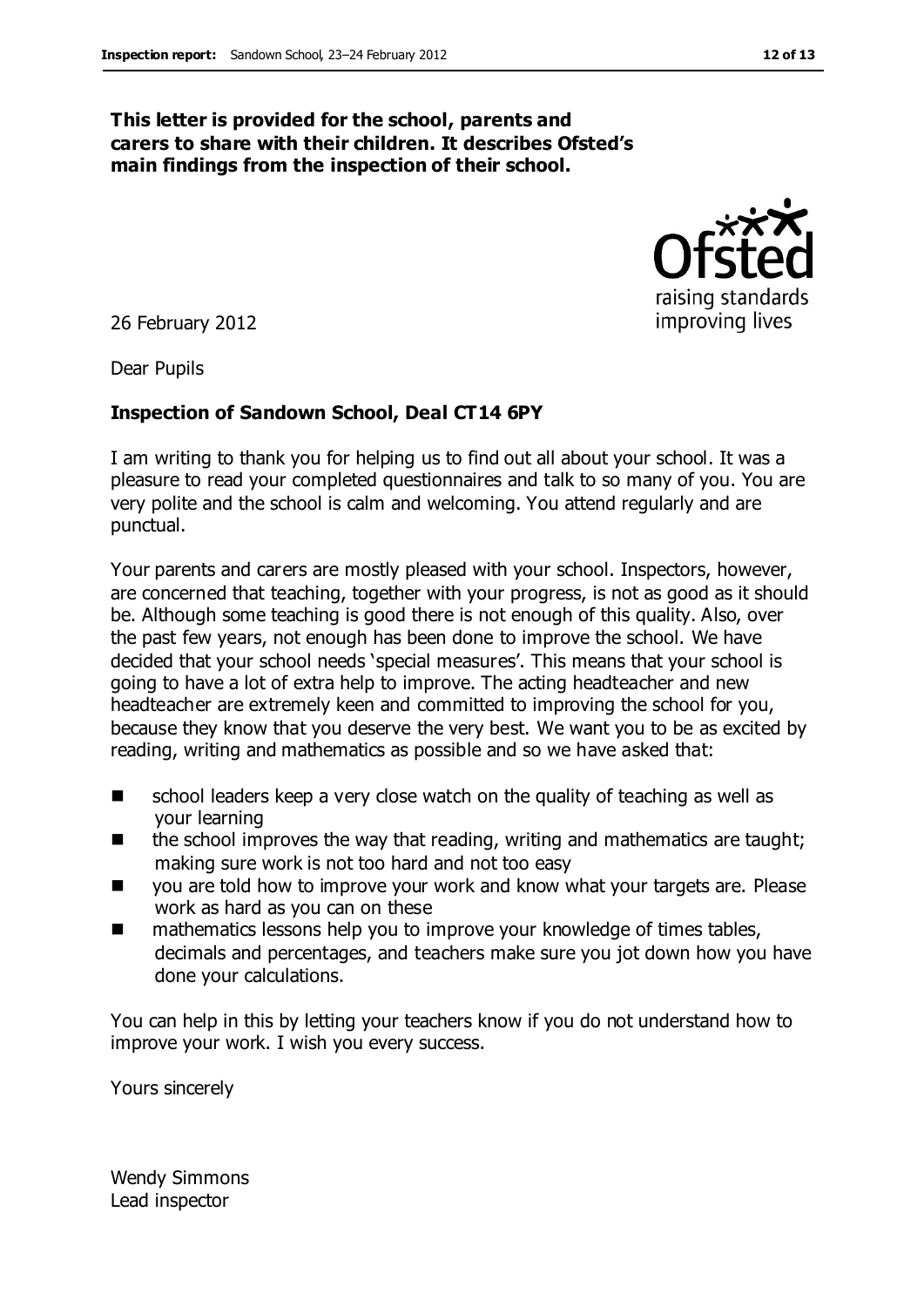**This letter is provided for the school, parents and carers to share with their children. It describes Ofsted's main findings from the inspection of their school.**

26 February 2012

Dear Pupils

**Inspection of Sandown School, Deal CT14 6PY**

I am writing to thank you for helping us to find out all about your school. It was a pleasure to read your completed questionnaires and talk to so many of you. You are very polite and the school is calm and welcoming. You attend regularly and are punctual.

Your parents and carers are mostly pleased with your school. Inspectors, however, are concerned that teaching, together with your progress, is not as good as it should be. Although some teaching is good there is not enough of this quality. Also, over the past few years, not enough has been done to improve the school. We have decided that your school needs 'special measures'. This means that your school is going to have a lot of extra help to improve. The acting headteacher and new headteacher are extremely keen and committed to improving the school for you, because they know that you deserve the very best. We want you to be as excited by reading, writing and mathematics as possible and so we have asked that:

- school leaders keep a very close watch on the quality of teaching as well as your learning
- the school improves the way that reading, writing and mathematics are taught; making sure work is not too hard and not too easy
- you are told how to improve your work and know what your targets are. Please work as hard as you can on these
- mathematics lessons help you to improve your knowledge of times tables, decimals and percentages, and teachers make sure you jot down how you have done your calculations.

You can help in this by letting your teachers know if you do not understand how to improve your work. I wish you every success.

Yours sincerely

Wendy Simmons
Lead inspector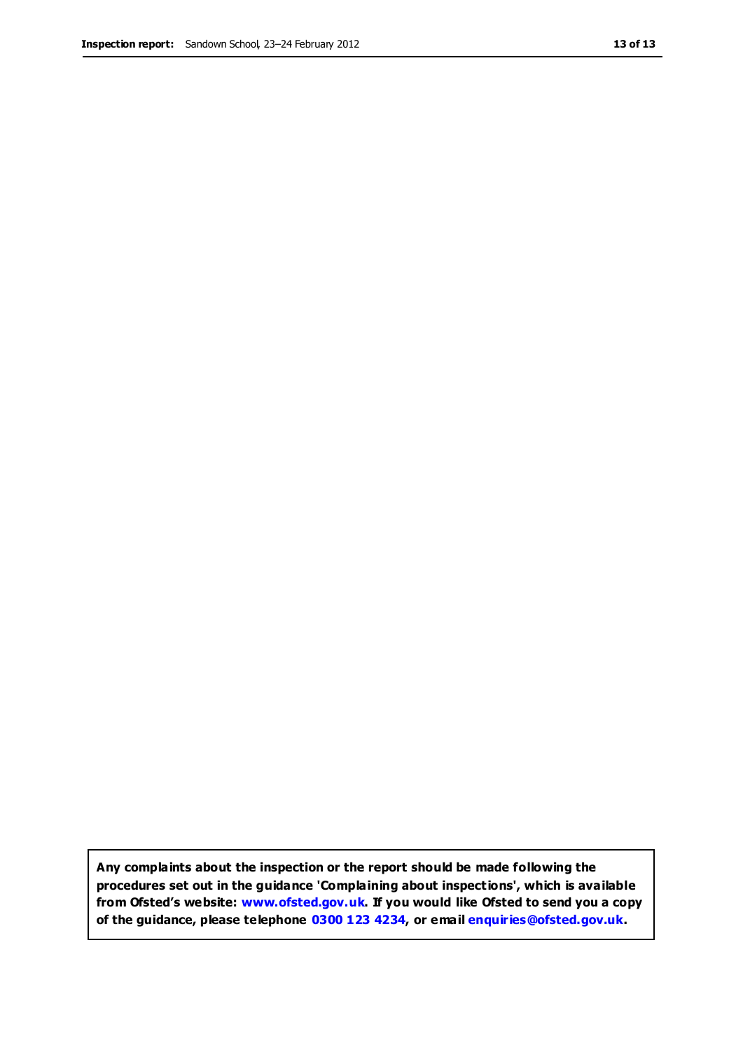**Any complaints about the inspection or the report should be made following the procedures set out in the guidance 'Complaining about inspections', which is available from Ofsted's website: www.ofsted.gov.uk. If you would like Ofsted to send you a copy of the guidance, please telephone 0300 123 4234, or email enquiries@ofsted.gov.uk.**